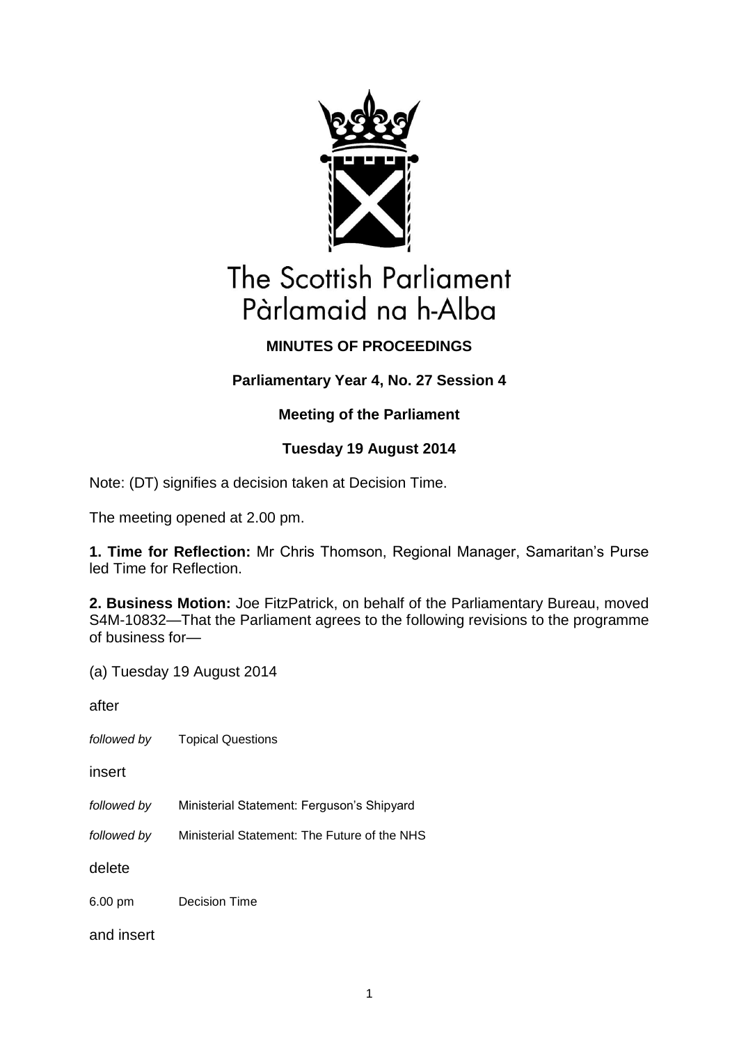# The Scottish Parliament
# Pàrlamaid na h-Alba

**MINUTES OF PROCEEDINGS**

**Parliamentary Year 4, No. 27 Session 4**

**Meeting of the Parliament**

**Tuesday 19 August 2014**

Note: (DT) signifies a decision taken at Decision Time.

The meeting opened at 2.00 pm.

**1. Time for Reflection:** Mr Chris Thomson, Regional Manager, Samaritan's Purse led Time for Reflection.

**2. Business Motion:** Joe FitzPatrick, on behalf of the Parliamentary Bureau, moved S4M-10832—That the Parliament agrees to the following revisions to the programme of business for—

(a) Tuesday 19 August 2014

after

*followed by* Topical Questions

insert

*followed by* Ministerial Statement: Ferguson's Shipyard

*followed by* Ministerial Statement: The Future of the NHS

delete

6.00 pm Decision Time

and insert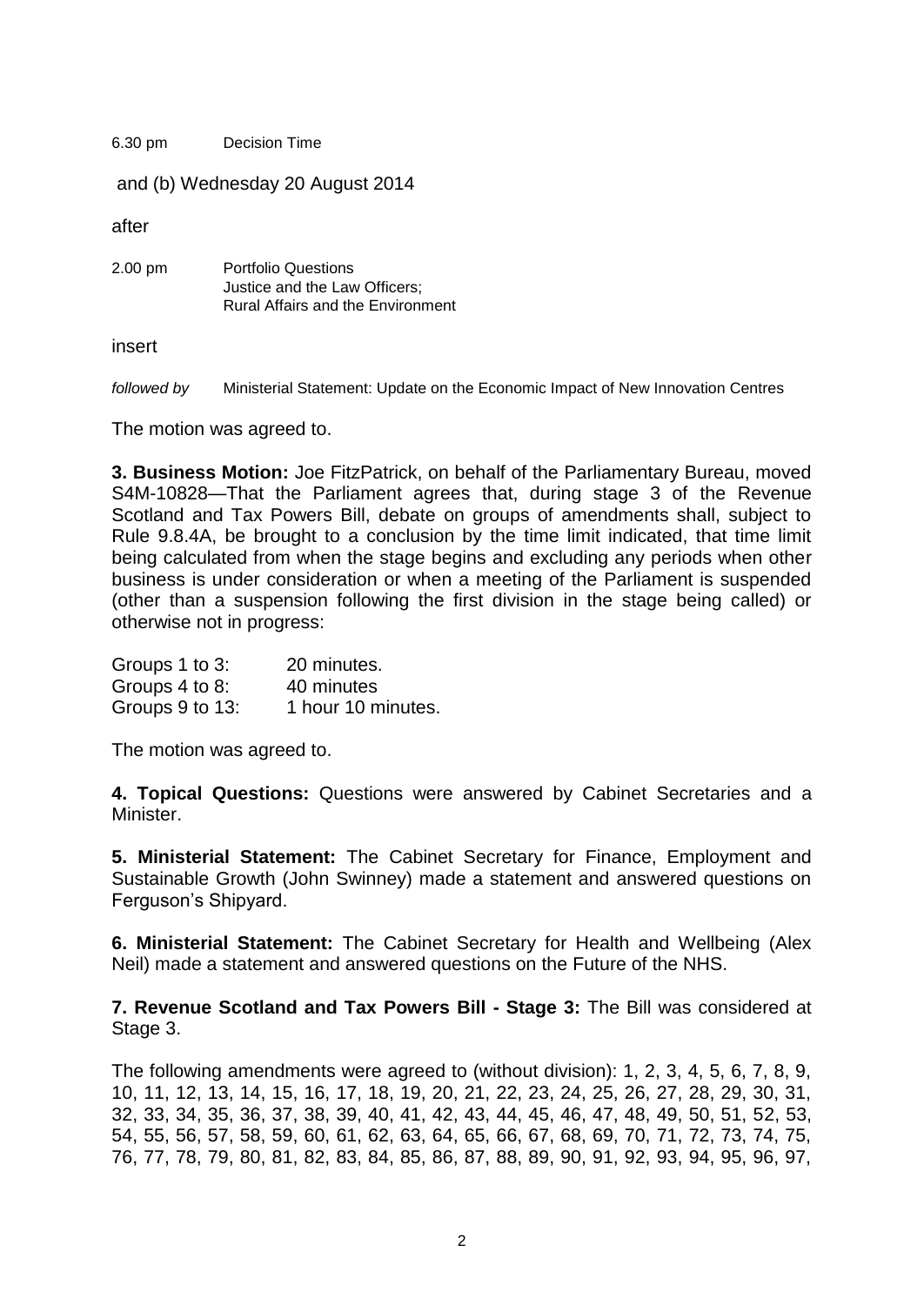| | |
|---|---|
| 6.30 pm | Decision Time |

and (b) Wednesday 20 August 2014

after

| | |
|---|---|
| 2.00 pm | Portfolio Questions<br>Justice and the Law Officers;<br>Rural Affairs and the Environment |

insert

| | |
|---|---|
| *followed by* | Ministerial Statement: Update on the Economic Impact of New Innovation Centres |

The motion was agreed to.

**3. Business Motion:** Joe FitzPatrick, on behalf of the Parliamentary Bureau, moved S4M-10828—That the Parliament agrees that, during stage 3 of the Revenue Scotland and Tax Powers Bill, debate on groups of amendments shall, subject to Rule 9.8.4A, be brought to a conclusion by the time limit indicated, that time limit being calculated from when the stage begins and excluding any periods when other business is under consideration or when a meeting of the Parliament is suspended (other than a suspension following the first division in the stage being called) or otherwise not in progress:

| | |
|---|---|
| Groups 1 to 3: | 20 minutes. |
| Groups 4 to 8: | 40 minutes |
| Groups 9 to 13: | 1 hour 10 minutes. |

The motion was agreed to.

**4. Topical Questions:** Questions were answered by Cabinet Secretaries and a Minister.

**5. Ministerial Statement:** The Cabinet Secretary for Finance, Employment and Sustainable Growth (John Swinney) made a statement and answered questions on Ferguson's Shipyard.

**6. Ministerial Statement:** The Cabinet Secretary for Health and Wellbeing (Alex Neil) made a statement and answered questions on the Future of the NHS.

**7. Revenue Scotland and Tax Powers Bill - Stage 3:** The Bill was considered at Stage 3.

The following amendments were agreed to (without division): 1, 2, 3, 4, 5, 6, 7, 8, 9, 10, 11, 12, 13, 14, 15, 16, 17, 18, 19, 20, 21, 22, 23, 24, 25, 26, 27, 28, 29, 30, 31, 32, 33, 34, 35, 36, 37, 38, 39, 40, 41, 42, 43, 44, 45, 46, 47, 48, 49, 50, 51, 52, 53, 54, 55, 56, 57, 58, 59, 60, 61, 62, 63, 64, 65, 66, 67, 68, 69, 70, 71, 72, 73, 74, 75, 76, 77, 78, 79, 80, 81, 82, 83, 84, 85, 86, 87, 88, 89, 90, 91, 92, 93, 94, 95, 96, 97,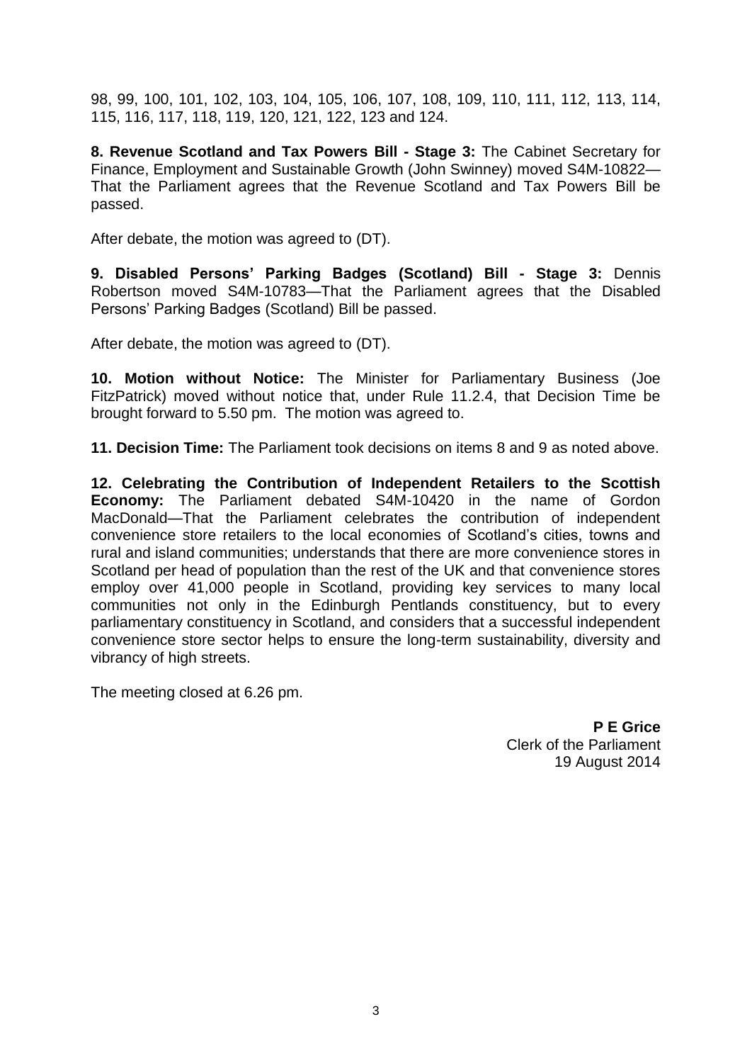98, 99, 100, 101, 102, 103, 104, 105, 106, 107, 108, 109, 110, 111, 112, 113, 114, 115, 116, 117, 118, 119, 120, 121, 122, 123 and 124.

**8. Revenue Scotland and Tax Powers Bill - Stage 3:** The Cabinet Secretary for Finance, Employment and Sustainable Growth (John Swinney) moved S4M-10822—That the Parliament agrees that the Revenue Scotland and Tax Powers Bill be passed.

After debate, the motion was agreed to (DT).

**9. Disabled Persons' Parking Badges (Scotland) Bill - Stage 3:** Dennis Robertson moved S4M-10783—That the Parliament agrees that the Disabled Persons' Parking Badges (Scotland) Bill be passed.

After debate, the motion was agreed to (DT).

**10. Motion without Notice:** The Minister for Parliamentary Business (Joe FitzPatrick) moved without notice that, under Rule 11.2.4, that Decision Time be brought forward to 5.50 pm. The motion was agreed to.

**11. Decision Time:** The Parliament took decisions on items 8 and 9 as noted above.

**12. Celebrating the Contribution of Independent Retailers to the Scottish Economy:** The Parliament debated S4M-10420 in the name of Gordon MacDonald—That the Parliament celebrates the contribution of independent convenience store retailers to the local economies of Scotland's cities, towns and rural and island communities; understands that there are more convenience stores in Scotland per head of population than the rest of the UK and that convenience stores employ over 41,000 people in Scotland, providing key services to many local communities not only in the Edinburgh Pentlands constituency, but to every parliamentary constituency in Scotland, and considers that a successful independent convenience store sector helps to ensure the long-term sustainability, diversity and vibrancy of high streets.

The meeting closed at 6.26 pm.

**P E Grice**
Clerk of the Parliament
19 August 2014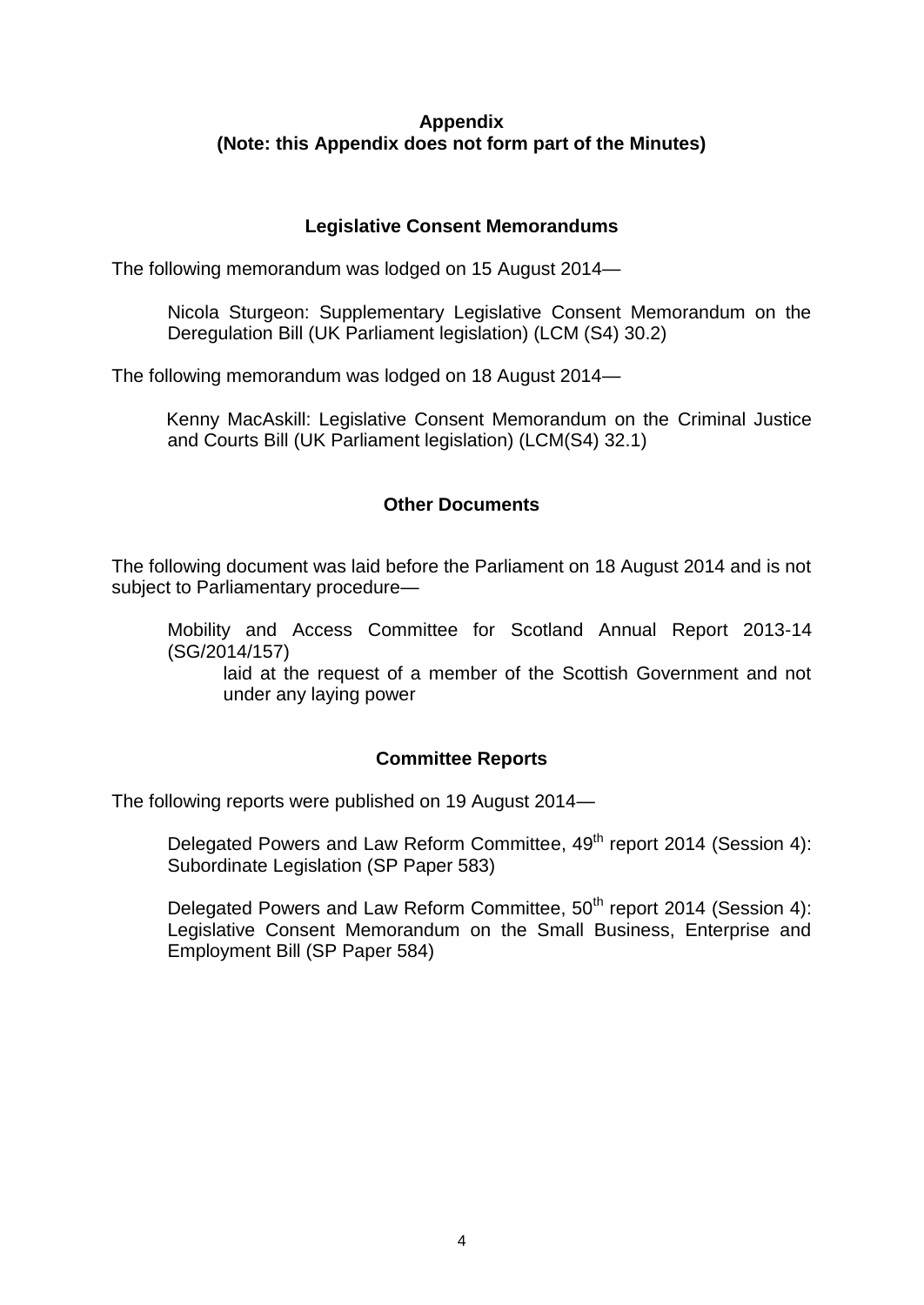**Appendix**
**(Note: this Appendix does not form part of the Minutes)**

**Legislative Consent Memorandums**

The following memorandum was lodged on 15 August 2014—

Nicola Sturgeon: Supplementary Legislative Consent Memorandum on the Deregulation Bill (UK Parliament legislation) (LCM (S4) 30.2)

The following memorandum was lodged on 18 August 2014—

Kenny MacAskill: Legislative Consent Memorandum on the Criminal Justice and Courts Bill (UK Parliament legislation) (LCM(S4) 32.1)

**Other Documents**

The following document was laid before the Parliament on 18 August 2014 and is not subject to Parliamentary procedure—

Mobility and Access Committee for Scotland Annual Report 2013-14 (SG/2014/157)
laid at the request of a member of the Scottish Government and not under any laying power

**Committee Reports**

The following reports were published on 19 August 2014—

Delegated Powers and Law Reform Committee, 49th report 2014 (Session 4): Subordinate Legislation (SP Paper 583)

Delegated Powers and Law Reform Committee, 50th report 2014 (Session 4): Legislative Consent Memorandum on the Small Business, Enterprise and Employment Bill (SP Paper 584)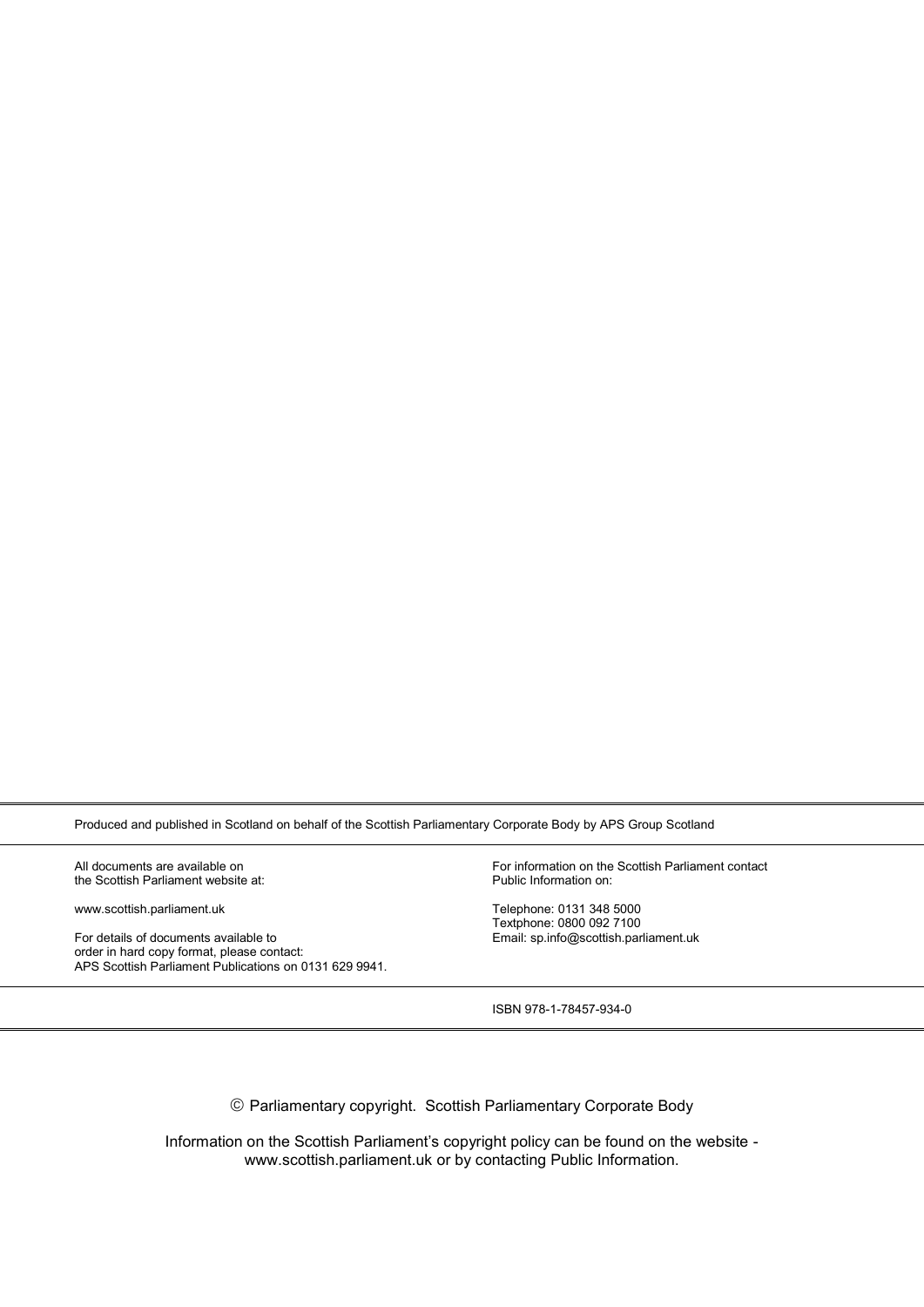Produced and published in Scotland on behalf of the Scottish Parliamentary Corporate Body by APS Group Scotland

All documents are available on the Scottish Parliament website at:

www.scottish.parliament.uk

For details of documents available to order in hard copy format, please contact:
APS Scottish Parliament Publications on 0131 629 9941.

For information on the Scottish Parliament contact Public Information on:

Telephone: 0131 348 5000
Textphone: 0800 092 7100
Email: sp.info@scottish.parliament.uk

ISBN 978-1-78457-934-0

© Parliamentary copyright. Scottish Parliamentary Corporate Body

Information on the Scottish Parliament's copyright policy can be found on the website - www.scottish.parliament.uk or by contacting Public Information.